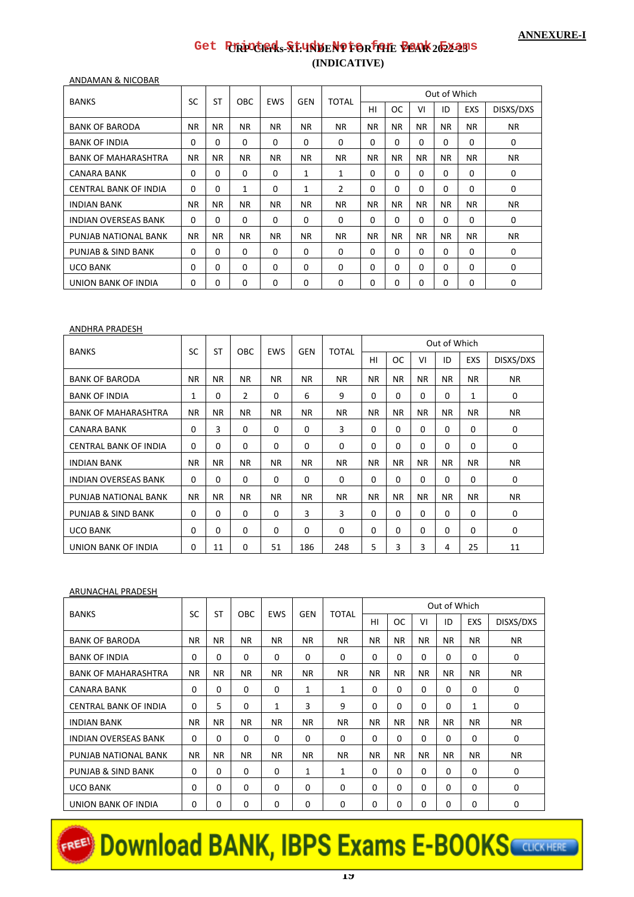**ANNEXURE-I**

# CRP-Clerks-XI: INDENT FOR THE YEAR 2022-23 (INDICATIVE)

## ANDAMAN & NICOBAR

| BANKS | SC | ST | OBC | EWS | GEN | TOTAL | Out of Which | | | | | |
|---|---|---|---|---|---|---|---|---|---|---|---|---|
| | | | | | | | HI | OC | VI | ID | EXS | DISXS/DXS |
| BANK OF BARODA | NR | NR | NR | NR | NR | NR | NR | NR | NR | NR | NR | NR |
| BANK OF INDIA | 0 | 0 | 0 | 0 | 0 | 0 | 0 | 0 | 0 | 0 | 0 | 0 |
| BANK OF MAHARASHTRA | NR | NR | NR | NR | NR | NR | NR | NR | NR | NR | NR | NR |
| CANARA BANK | 0 | 0 | 0 | 0 | 1 | 1 | 0 | 0 | 0 | 0 | 0 | 0 |
| CENTRAL BANK OF INDIA | 0 | 0 | 1 | 0 | 1 | 2 | 0 | 0 | 0 | 0 | 0 | 0 |
| INDIAN BANK | NR | NR | NR | NR | NR | NR | NR | NR | NR | NR | NR | NR |
| INDIAN OVERSEAS BANK | 0 | 0 | 0 | 0 | 0 | 0 | 0 | 0 | 0 | 0 | 0 | 0 |
| PUNJAB NATIONAL BANK | NR | NR | NR | NR | NR | NR | NR | NR | NR | NR | NR | NR |
| PUNJAB & SIND BANK | 0 | 0 | 0 | 0 | 0 | 0 | 0 | 0 | 0 | 0 | 0 | 0 |
| UCO BANK | 0 | 0 | 0 | 0 | 0 | 0 | 0 | 0 | 0 | 0 | 0 | 0 |
| UNION BANK OF INDIA | 0 | 0 | 0 | 0 | 0 | 0 | 0 | 0 | 0 | 0 | 0 | 0 |

## ANDHRA PRADESH

| BANKS | SC | ST | OBC | EWS | GEN | TOTAL | Out of Which | | | | | |
|---|---|---|---|---|---|---|---|---|---|---|---|---|
| | | | | | | | HI | OC | VI | ID | EXS | DISXS/DXS |
| BANK OF BARODA | NR | NR | NR | NR | NR | NR | NR | NR | NR | NR | NR | NR |
| BANK OF INDIA | 1 | 0 | 2 | 0 | 6 | 9 | 0 | 0 | 0 | 0 | 1 | 0 |
| BANK OF MAHARASHTRA | NR | NR | NR | NR | NR | NR | NR | NR | NR | NR | NR | NR |
| CANARA BANK | 0 | 3 | 0 | 0 | 0 | 3 | 0 | 0 | 0 | 0 | 0 | 0 |
| CENTRAL BANK OF INDIA | 0 | 0 | 0 | 0 | 0 | 0 | 0 | 0 | 0 | 0 | 0 | 0 |
| INDIAN BANK | NR | NR | NR | NR | NR | NR | NR | NR | NR | NR | NR | NR |
| INDIAN OVERSEAS BANK | 0 | 0 | 0 | 0 | 0 | 0 | 0 | 0 | 0 | 0 | 0 | 0 |
| PUNJAB NATIONAL BANK | NR | NR | NR | NR | NR | NR | NR | NR | NR | NR | NR | NR |
| PUNJAB & SIND BANK | 0 | 0 | 0 | 0 | 3 | 3 | 0 | 0 | 0 | 0 | 0 | 0 |
| UCO BANK | 0 | 0 | 0 | 0 | 0 | 0 | 0 | 0 | 0 | 0 | 0 | 0 |
| UNION BANK OF INDIA | 0 | 11 | 0 | 51 | 186 | 248 | 5 | 3 | 3 | 4 | 25 | 11 |

## ARUNACHAL PRADESH

| BANKS | SC | ST | OBC | EWS | GEN | TOTAL | Out of Which | | | | | |
|---|---|---|---|---|---|---|---|---|---|---|---|---|
| | | | | | | | HI | OC | VI | ID | EXS | DISXS/DXS |
| BANK OF BARODA | NR | NR | NR | NR | NR | NR | NR | NR | NR | NR | NR | NR |
| BANK OF INDIA | 0 | 0 | 0 | 0 | 0 | 0 | 0 | 0 | 0 | 0 | 0 | 0 |
| BANK OF MAHARASHTRA | NR | NR | NR | NR | NR | NR | NR | NR | NR | NR | NR | NR |
| CANARA BANK | 0 | 0 | 0 | 0 | 1 | 1 | 0 | 0 | 0 | 0 | 0 | 0 |
| CENTRAL BANK OF INDIA | 0 | 5 | 0 | 1 | 3 | 9 | 0 | 0 | 0 | 0 | 1 | 0 |
| INDIAN BANK | NR | NR | NR | NR | NR | NR | NR | NR | NR | NR | NR | NR |
| INDIAN OVERSEAS BANK | 0 | 0 | 0 | 0 | 0 | 0 | 0 | 0 | 0 | 0 | 0 | 0 |
| PUNJAB NATIONAL BANK | NR | NR | NR | NR | NR | NR | NR | NR | NR | NR | NR | NR |
| PUNJAB & SIND BANK | 0 | 0 | 0 | 0 | 1 | 1 | 0 | 0 | 0 | 0 | 0 | 0 |
| UCO BANK | 0 | 0 | 0 | 0 | 0 | 0 | 0 | 0 | 0 | 0 | 0 | 0 |
| UNION BANK OF INDIA | 0 | 0 | 0 | 0 | 0 | 0 | 0 | 0 | 0 | 0 | 0 | 0 |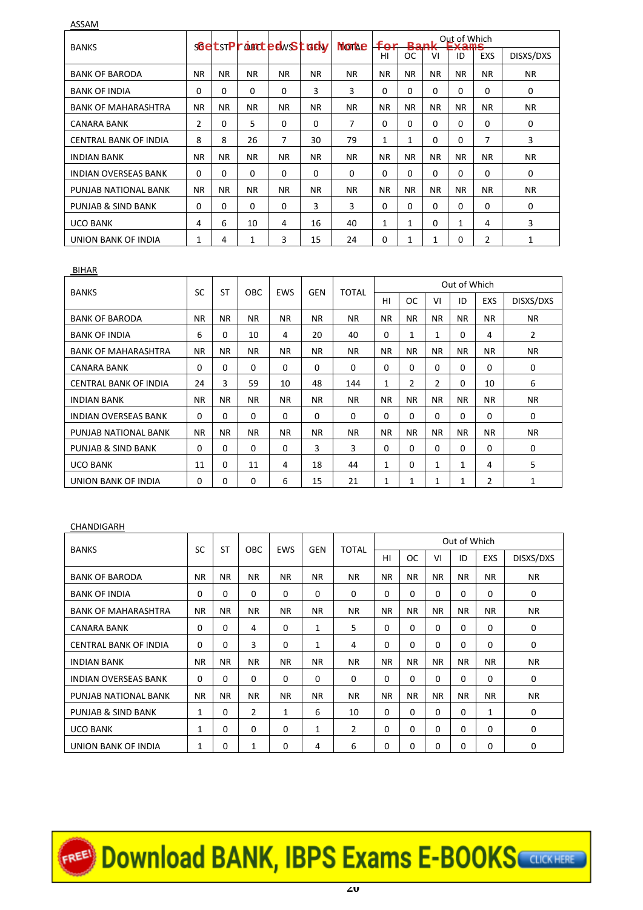ASSAM

| BANKS | SC | ST | OBC | EWS | GEN | TOTAL | Out of Which | | | | | |
|---|---|---|---|---|---|---|---|---|---|---|---|---|
| | | | | | | | HI | OC | VI | ID | EXS | DISXS/DXS |
| BANK OF BARODA | NR | NR | NR | NR | NR | NR | NR | NR | NR | NR | NR | NR |
| BANK OF INDIA | 0 | 0 | 0 | 0 | 3 | 3 | 0 | 0 | 0 | 0 | 0 | 0 |
| BANK OF MAHARASHTRA | NR | NR | NR | NR | NR | NR | NR | NR | NR | NR | NR | NR |
| CANARA BANK | 2 | 0 | 5 | 0 | 0 | 7 | 0 | 0 | 0 | 0 | 0 | 0 |
| CENTRAL BANK OF INDIA | 8 | 8 | 26 | 7 | 30 | 79 | 1 | 1 | 0 | 0 | 7 | 3 |
| INDIAN BANK | NR | NR | NR | NR | NR | NR | NR | NR | NR | NR | NR | NR |
| INDIAN OVERSEAS BANK | 0 | 0 | 0 | 0 | 0 | 0 | 0 | 0 | 0 | 0 | 0 | 0 |
| PUNJAB NATIONAL BANK | NR | NR | NR | NR | NR | NR | NR | NR | NR | NR | NR | NR |
| PUNJAB & SIND BANK | 0 | 0 | 0 | 0 | 3 | 3 | 0 | 0 | 0 | 0 | 0 | 0 |
| UCO BANK | 4 | 6 | 10 | 4 | 16 | 40 | 1 | 1 | 0 | 1 | 4 | 3 |
| UNION BANK OF INDIA | 1 | 4 | 1 | 3 | 15 | 24 | 0 | 1 | 1 | 0 | 2 | 1 |

BIHAR

| BANKS | SC | ST | OBC | EWS | GEN | TOTAL | Out of Which | | | | | |
|---|---|---|---|---|---|---|---|---|---|---|---|---|
| | | | | | | | HI | OC | VI | ID | EXS | DISXS/DXS |
| BANK OF BARODA | NR | NR | NR | NR | NR | NR | NR | NR | NR | NR | NR | NR |
| BANK OF INDIA | 6 | 0 | 10 | 4 | 20 | 40 | 0 | 1 | 1 | 0 | 4 | 2 |
| BANK OF MAHARASHTRA | NR | NR | NR | NR | NR | NR | NR | NR | NR | NR | NR | NR |
| CANARA BANK | 0 | 0 | 0 | 0 | 0 | 0 | 0 | 0 | 0 | 0 | 0 | 0 |
| CENTRAL BANK OF INDIA | 24 | 3 | 59 | 10 | 48 | 144 | 1 | 2 | 2 | 0 | 10 | 6 |
| INDIAN BANK | NR | NR | NR | NR | NR | NR | NR | NR | NR | NR | NR | NR |
| INDIAN OVERSEAS BANK | 0 | 0 | 0 | 0 | 0 | 0 | 0 | 0 | 0 | 0 | 0 | 0 |
| PUNJAB NATIONAL BANK | NR | NR | NR | NR | NR | NR | NR | NR | NR | NR | NR | NR |
| PUNJAB & SIND BANK | 0 | 0 | 0 | 0 | 3 | 3 | 0 | 0 | 0 | 0 | 0 | 0 |
| UCO BANK | 11 | 0 | 11 | 4 | 18 | 44 | 1 | 0 | 1 | 1 | 4 | 5 |
| UNION BANK OF INDIA | 0 | 0 | 0 | 6 | 15 | 21 | 1 | 1 | 1 | 1 | 2 | 1 |

CHANDIGARH

| BANKS | SC | ST | OBC | EWS | GEN | TOTAL | Out of Which | | | | | |
|---|---|---|---|---|---|---|---|---|---|---|---|---|
| | | | | | | | HI | OC | VI | ID | EXS | DISXS/DXS |
| BANK OF BARODA | NR | NR | NR | NR | NR | NR | NR | NR | NR | NR | NR | NR |
| BANK OF INDIA | 0 | 0 | 0 | 0 | 0 | 0 | 0 | 0 | 0 | 0 | 0 | 0 |
| BANK OF MAHARASHTRA | NR | NR | NR | NR | NR | NR | NR | NR | NR | NR | NR | NR |
| CANARA BANK | 0 | 0 | 4 | 0 | 1 | 5 | 0 | 0 | 0 | 0 | 0 | 0 |
| CENTRAL BANK OF INDIA | 0 | 0 | 3 | 0 | 1 | 4 | 0 | 0 | 0 | 0 | 0 | 0 |
| INDIAN BANK | NR | NR | NR | NR | NR | NR | NR | NR | NR | NR | NR | NR |
| INDIAN OVERSEAS BANK | 0 | 0 | 0 | 0 | 0 | 0 | 0 | 0 | 0 | 0 | 0 | 0 |
| PUNJAB NATIONAL BANK | NR | NR | NR | NR | NR | NR | NR | NR | NR | NR | NR | NR |
| PUNJAB & SIND BANK | 1 | 0 | 2 | 1 | 6 | 10 | 0 | 0 | 0 | 0 | 1 | 0 |
| UCO BANK | 1 | 0 | 0 | 0 | 1 | 2 | 0 | 0 | 0 | 0 | 0 | 0 |
| UNION BANK OF INDIA | 1 | 0 | 1 | 0 | 4 | 6 | 0 | 0 | 0 | 0 | 0 | 0 |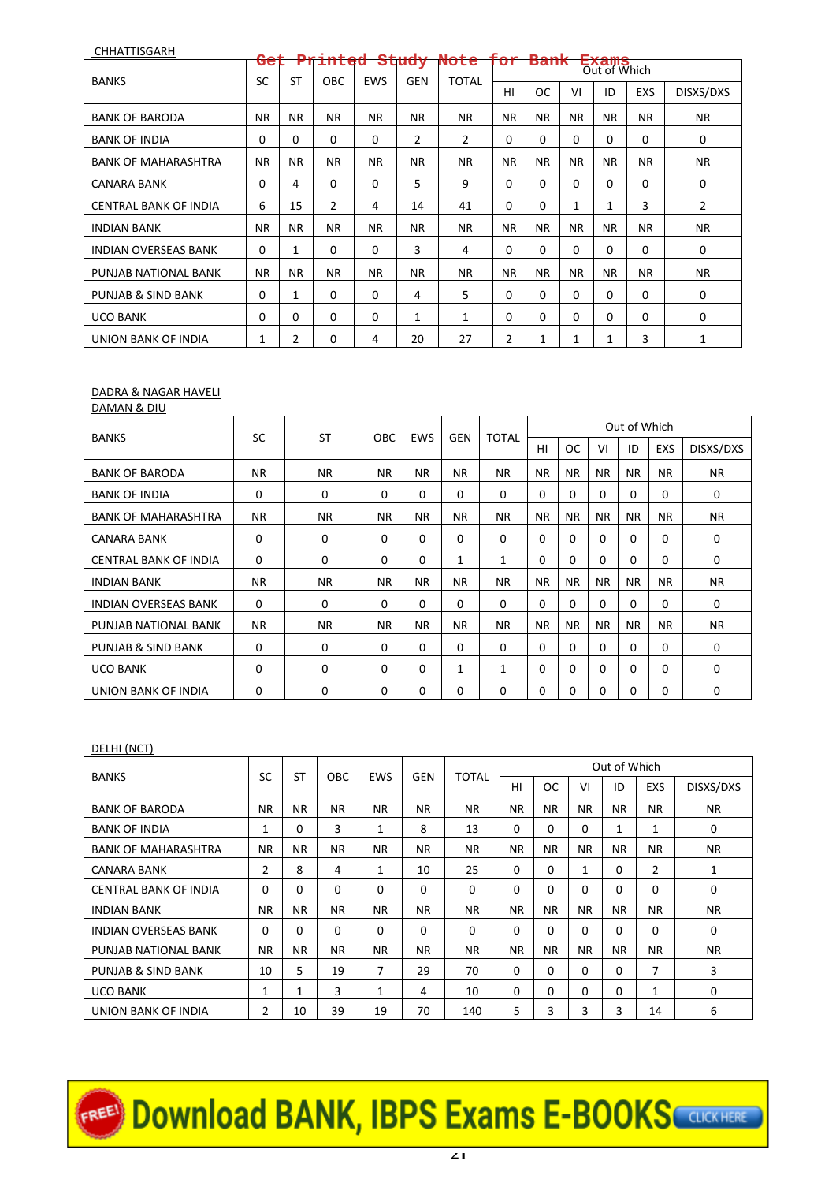CHHATTISGARH

Get Printed Study Note for Bank Exams

| BANKS | SC | ST | OBC | EWS | GEN | TOTAL | Out of Which | | | | | |
|---|---|---|---|---|---|---|---|---|---|---|---|---|
| | | | | | | | HI | OC | VI | ID | EXS | DISXS/DXS |
| BANK OF BARODA | NR | NR | NR | NR | NR | NR | NR | NR | NR | NR | NR | NR |
| BANK OF INDIA | 0 | 0 | 0 | 0 | 2 | 2 | 0 | 0 | 0 | 0 | 0 | 0 |
| BANK OF MAHARASHTRA | NR | NR | NR | NR | NR | NR | NR | NR | NR | NR | NR | NR |
| CANARA BANK | 0 | 4 | 0 | 0 | 5 | 9 | 0 | 0 | 0 | 0 | 0 | 0 |
| CENTRAL BANK OF INDIA | 6 | 15 | 2 | 4 | 14 | 41 | 0 | 0 | 1 | 1 | 3 | 2 |
| INDIAN BANK | NR | NR | NR | NR | NR | NR | NR | NR | NR | NR | NR | NR |
| INDIAN OVERSEAS BANK | 0 | 1 | 0 | 0 | 3 | 4 | 0 | 0 | 0 | 0 | 0 | 0 |
| PUNJAB NATIONAL BANK | NR | NR | NR | NR | NR | NR | NR | NR | NR | NR | NR | NR |
| PUNJAB & SIND BANK | 0 | 1 | 0 | 0 | 4 | 5 | 0 | 0 | 0 | 0 | 0 | 0 |
| UCO BANK | 0 | 0 | 0 | 0 | 1 | 1 | 0 | 0 | 0 | 0 | 0 | 0 |
| UNION BANK OF INDIA | 1 | 2 | 0 | 4 | 20 | 27 | 2 | 1 | 1 | 1 | 3 | 1 |

DADRA & NAGAR HAVELI
DAMAN & DIU

| BANKS | SC | ST | OBC | EWS | GEN | TOTAL | Out of Which | | | | | |
|---|---|---|---|---|---|---|---|---|---|---|---|---|
| | | | | | | | HI | OC | VI | ID | EXS | DISXS/DXS |
| BANK OF BARODA | NR | NR | NR | NR | NR | NR | NR | NR | NR | NR | NR | NR |
| BANK OF INDIA | 0 | 0 | 0 | 0 | 0 | 0 | 0 | 0 | 0 | 0 | 0 | 0 |
| BANK OF MAHARASHTRA | NR | NR | NR | NR | NR | NR | NR | NR | NR | NR | NR | NR |
| CANARA BANK | 0 | 0 | 0 | 0 | 0 | 0 | 0 | 0 | 0 | 0 | 0 | 0 |
| CENTRAL BANK OF INDIA | 0 | 0 | 0 | 0 | 1 | 1 | 0 | 0 | 0 | 0 | 0 | 0 |
| INDIAN BANK | NR | NR | NR | NR | NR | NR | NR | NR | NR | NR | NR | NR |
| INDIAN OVERSEAS BANK | 0 | 0 | 0 | 0 | 0 | 0 | 0 | 0 | 0 | 0 | 0 | 0 |
| PUNJAB NATIONAL BANK | NR | NR | NR | NR | NR | NR | NR | NR | NR | NR | NR | NR |
| PUNJAB & SIND BANK | 0 | 0 | 0 | 0 | 0 | 0 | 0 | 0 | 0 | 0 | 0 | 0 |
| UCO BANK | 0 | 0 | 0 | 0 | 1 | 1 | 0 | 0 | 0 | 0 | 0 | 0 |
| UNION BANK OF INDIA | 0 | 0 | 0 | 0 | 0 | 0 | 0 | 0 | 0 | 0 | 0 | 0 |

DELHI (NCT)

| BANKS | SC | ST | OBC | EWS | GEN | TOTAL | Out of Which | | | | | |
|---|---|---|---|---|---|---|---|---|---|---|---|---|
| | | | | | | | HI | OC | VI | ID | EXS | DISXS/DXS |
| BANK OF BARODA | NR | NR | NR | NR | NR | NR | NR | NR | NR | NR | NR | NR |
| BANK OF INDIA | 1 | 0 | 3 | 1 | 8 | 13 | 0 | 0 | 0 | 1 | 1 | 0 |
| BANK OF MAHARASHTRA | NR | NR | NR | NR | NR | NR | NR | NR | NR | NR | NR | NR |
| CANARA BANK | 2 | 8 | 4 | 1 | 10 | 25 | 0 | 0 | 1 | 0 | 2 | 1 |
| CENTRAL BANK OF INDIA | 0 | 0 | 0 | 0 | 0 | 0 | 0 | 0 | 0 | 0 | 0 | 0 |
| INDIAN BANK | NR | NR | NR | NR | NR | NR | NR | NR | NR | NR | NR | NR |
| INDIAN OVERSEAS BANK | 0 | 0 | 0 | 0 | 0 | 0 | 0 | 0 | 0 | 0 | 0 | 0 |
| PUNJAB NATIONAL BANK | NR | NR | NR | NR | NR | NR | NR | NR | NR | NR | NR | NR |
| PUNJAB & SIND BANK | 10 | 5 | 19 | 7 | 29 | 70 | 0 | 0 | 0 | 0 | 7 | 3 |
| UCO BANK | 1 | 1 | 3 | 1 | 4 | 10 | 0 | 0 | 0 | 0 | 1 | 0 |
| UNION BANK OF INDIA | 2 | 10 | 39 | 19 | 70 | 140 | 5 | 3 | 3 | 3 | 14 | 6 |

FREE! Download BANK, IBPS Exams E-BOOKS CLICK HERE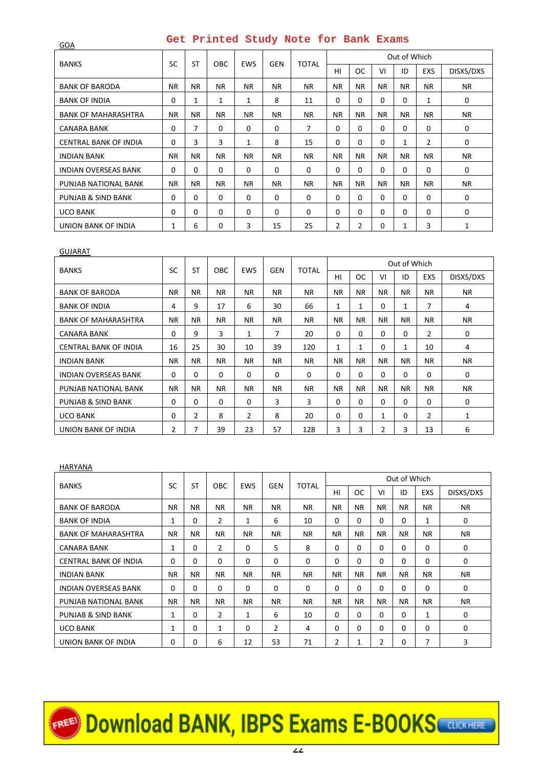Get Printed Study Note for Bank Exams

GOA

| BANKS | SC | ST | OBC | EWS | GEN | TOTAL | Out of Which | | | | | |
|---|---|---|---|---|---|---|---|---|---|---|---|---|
| | | | | | | | HI | OC | VI | ID | EXS | DISXS/DXS |
| BANK OF BARODA | NR | NR | NR | NR | NR | NR | NR | NR | NR | NR | NR | NR |
| BANK OF INDIA | 0 | 1 | 1 | 1 | 8 | 11 | 0 | 0 | 0 | 0 | 1 | 0 |
| BANK OF MAHARASHTRA | NR | NR | NR | NR | NR | NR | NR | NR | NR | NR | NR | NR |
| CANARA BANK | 0 | 7 | 0 | 0 | 0 | 7 | 0 | 0 | 0 | 0 | 0 | 0 |
| CENTRAL BANK OF INDIA | 0 | 3 | 3 | 1 | 8 | 15 | 0 | 0 | 0 | 1 | 2 | 0 |
| INDIAN BANK | NR | NR | NR | NR | NR | NR | NR | NR | NR | NR | NR | NR |
| INDIAN OVERSEAS BANK | 0 | 0 | 0 | 0 | 0 | 0 | 0 | 0 | 0 | 0 | 0 | 0 |
| PUNJAB NATIONAL BANK | NR | NR | NR | NR | NR | NR | NR | NR | NR | NR | NR | NR |
| PUNJAB & SIND BANK | 0 | 0 | 0 | 0 | 0 | 0 | 0 | 0 | 0 | 0 | 0 | 0 |
| UCO BANK | 0 | 0 | 0 | 0 | 0 | 0 | 0 | 0 | 0 | 0 | 0 | 0 |
| UNION BANK OF INDIA | 1 | 6 | 0 | 3 | 15 | 25 | 2 | 2 | 0 | 1 | 3 | 1 |

GUJARAT

| BANKS | SC | ST | OBC | EWS | GEN | TOTAL | Out of Which | | | | | |
|---|---|---|---|---|---|---|---|---|---|---|---|---|
| | | | | | | | HI | OC | VI | ID | EXS | DISXS/DXS |
| BANK OF BARODA | NR | NR | NR | NR | NR | NR | NR | NR | NR | NR | NR | NR |
| BANK OF INDIA | 4 | 9 | 17 | 6 | 30 | 66 | 1 | 1 | 0 | 1 | 7 | 4 |
| BANK OF MAHARASHTRA | NR | NR | NR | NR | NR | NR | NR | NR | NR | NR | NR | NR |
| CANARA BANK | 0 | 9 | 3 | 1 | 7 | 20 | 0 | 0 | 0 | 0 | 2 | 0 |
| CENTRAL BANK OF INDIA | 16 | 25 | 30 | 10 | 39 | 120 | 1 | 1 | 0 | 1 | 10 | 4 |
| INDIAN BANK | NR | NR | NR | NR | NR | NR | NR | NR | NR | NR | NR | NR |
| INDIAN OVERSEAS BANK | 0 | 0 | 0 | 0 | 0 | 0 | 0 | 0 | 0 | 0 | 0 | 0 |
| PUNJAB NATIONAL BANK | NR | NR | NR | NR | NR | NR | NR | NR | NR | NR | NR | NR |
| PUNJAB & SIND BANK | 0 | 0 | 0 | 0 | 3 | 3 | 0 | 0 | 0 | 0 | 0 | 0 |
| UCO BANK | 0 | 2 | 8 | 2 | 8 | 20 | 0 | 0 | 1 | 0 | 2 | 1 |
| UNION BANK OF INDIA | 2 | 7 | 39 | 23 | 57 | 128 | 3 | 3 | 2 | 3 | 13 | 6 |

HARYANA

| BANKS | SC | ST | OBC | EWS | GEN | TOTAL | Out of Which | | | | | |
|---|---|---|---|---|---|---|---|---|---|---|---|---|
| | | | | | | | HI | OC | VI | ID | EXS | DISXS/DXS |
| BANK OF BARODA | NR | NR | NR | NR | NR | NR | NR | NR | NR | NR | NR | NR |
| BANK OF INDIA | 1 | 0 | 2 | 1 | 6 | 10 | 0 | 0 | 0 | 0 | 1 | 0 |
| BANK OF MAHARASHTRA | NR | NR | NR | NR | NR | NR | NR | NR | NR | NR | NR | NR |
| CANARA BANK | 1 | 0 | 2 | 0 | 5 | 8 | 0 | 0 | 0 | 0 | 0 | 0 |
| CENTRAL BANK OF INDIA | 0 | 0 | 0 | 0 | 0 | 0 | 0 | 0 | 0 | 0 | 0 | 0 |
| INDIAN BANK | NR | NR | NR | NR | NR | NR | NR | NR | NR | NR | NR | NR |
| INDIAN OVERSEAS BANK | 0 | 0 | 0 | 0 | 0 | 0 | 0 | 0 | 0 | 0 | 0 | 0 |
| PUNJAB NATIONAL BANK | NR | NR | NR | NR | NR | NR | NR | NR | NR | NR | NR | NR |
| PUNJAB & SIND BANK | 1 | 0 | 2 | 1 | 6 | 10 | 0 | 0 | 0 | 0 | 1 | 0 |
| UCO BANK | 1 | 0 | 1 | 0 | 2 | 4 | 0 | 0 | 0 | 0 | 0 | 0 |
| UNION BANK OF INDIA | 0 | 0 | 6 | 12 | 53 | 71 | 2 | 1 | 2 | 0 | 7 | 3 |

Download BANK, IBPS Exams E-BOOKS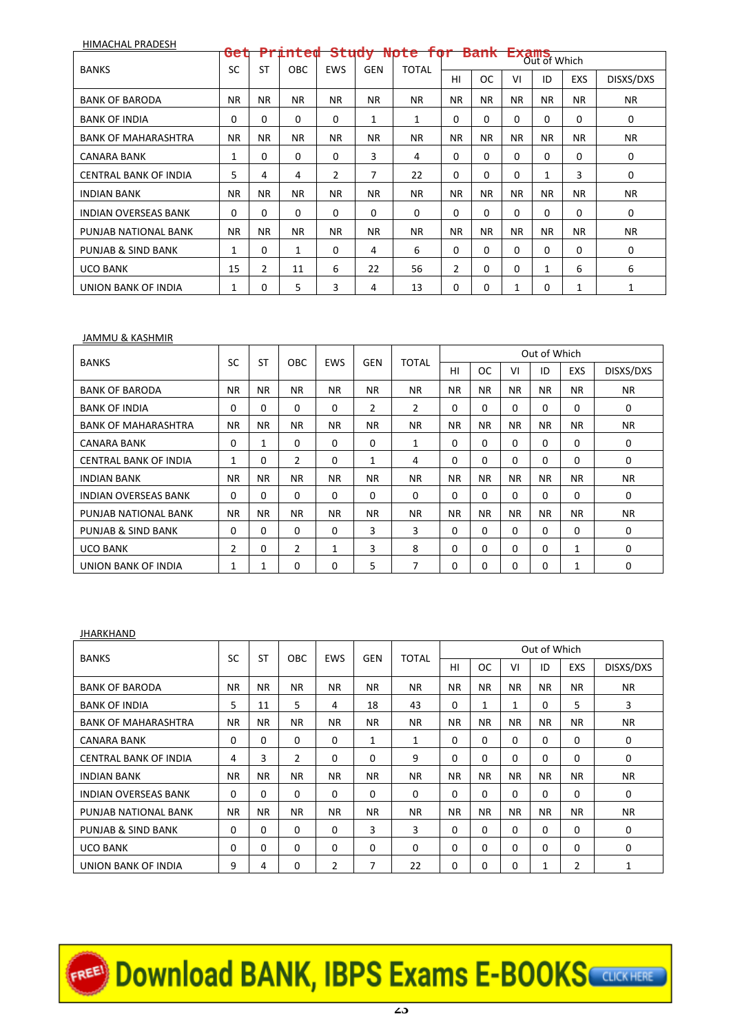HIMACHAL PRADESH

| BANKS | SC | ST | OBC | EWS | GEN | TOTAL | Out of Which | | | | | |
|---|---|---|---|---|---|---|---|---|---|---|---|---|
| | | | | | | | HI | OC | VI | ID | EXS | DISXS/DXS |
| BANK OF BARODA | NR | NR | NR | NR | NR | NR | NR | NR | NR | NR | NR | NR |
| BANK OF INDIA | 0 | 0 | 0 | 0 | 1 | 1 | 0 | 0 | 0 | 0 | 0 | 0 |
| BANK OF MAHARASHTRA | NR | NR | NR | NR | NR | NR | NR | NR | NR | NR | NR | NR |
| CANARA BANK | 1 | 0 | 0 | 0 | 3 | 4 | 0 | 0 | 0 | 0 | 0 | 0 |
| CENTRAL BANK OF INDIA | 5 | 4 | 4 | 2 | 7 | 22 | 0 | 0 | 0 | 1 | 3 | 0 |
| INDIAN BANK | NR | NR | NR | NR | NR | NR | NR | NR | NR | NR | NR | NR |
| INDIAN OVERSEAS BANK | 0 | 0 | 0 | 0 | 0 | 0 | 0 | 0 | 0 | 0 | 0 | 0 |
| PUNJAB NATIONAL BANK | NR | NR | NR | NR | NR | NR | NR | NR | NR | NR | NR | NR |
| PUNJAB & SIND BANK | 1 | 0 | 1 | 0 | 4 | 6 | 0 | 0 | 0 | 0 | 0 | 0 |
| UCO BANK | 15 | 2 | 11 | 6 | 22 | 56 | 2 | 0 | 0 | 1 | 6 | 6 |
| UNION BANK OF INDIA | 1 | 0 | 5 | 3 | 4 | 13 | 0 | 0 | 1 | 0 | 1 | 1 |

JAMMU & KASHMIR

| BANKS | SC | ST | OBC | EWS | GEN | TOTAL | Out of Which | | | | | |
|---|---|---|---|---|---|---|---|---|---|---|---|---|
| | | | | | | | HI | OC | VI | ID | EXS | DISXS/DXS |
| BANK OF BARODA | NR | NR | NR | NR | NR | NR | NR | NR | NR | NR | NR | NR |
| BANK OF INDIA | 0 | 0 | 0 | 0 | 2 | 2 | 0 | 0 | 0 | 0 | 0 | 0 |
| BANK OF MAHARASHTRA | NR | NR | NR | NR | NR | NR | NR | NR | NR | NR | NR | NR |
| CANARA BANK | 0 | 1 | 0 | 0 | 0 | 1 | 0 | 0 | 0 | 0 | 0 | 0 |
| CENTRAL BANK OF INDIA | 1 | 0 | 2 | 0 | 1 | 4 | 0 | 0 | 0 | 0 | 0 | 0 |
| INDIAN BANK | NR | NR | NR | NR | NR | NR | NR | NR | NR | NR | NR | NR |
| INDIAN OVERSEAS BANK | 0 | 0 | 0 | 0 | 0 | 0 | 0 | 0 | 0 | 0 | 0 | 0 |
| PUNJAB NATIONAL BANK | NR | NR | NR | NR | NR | NR | NR | NR | NR | NR | NR | NR |
| PUNJAB & SIND BANK | 0 | 0 | 0 | 0 | 3 | 3 | 0 | 0 | 0 | 0 | 0 | 0 |
| UCO BANK | 2 | 0 | 2 | 1 | 3 | 8 | 0 | 0 | 0 | 0 | 1 | 0 |
| UNION BANK OF INDIA | 1 | 1 | 0 | 0 | 5 | 7 | 0 | 0 | 0 | 0 | 1 | 0 |

JHARKHAND

| BANKS | SC | ST | OBC | EWS | GEN | TOTAL | Out of Which | | | | | |
|---|---|---|---|---|---|---|---|---|---|---|---|---|
| | | | | | | | HI | OC | VI | ID | EXS | DISXS/DXS |
| BANK OF BARODA | NR | NR | NR | NR | NR | NR | NR | NR | NR | NR | NR | NR |
| BANK OF INDIA | 5 | 11 | 5 | 4 | 18 | 43 | 0 | 1 | 1 | 0 | 5 | 3 |
| BANK OF MAHARASHTRA | NR | NR | NR | NR | NR | NR | NR | NR | NR | NR | NR | NR |
| CANARA BANK | 0 | 0 | 0 | 0 | 1 | 1 | 0 | 0 | 0 | 0 | 0 | 0 |
| CENTRAL BANK OF INDIA | 4 | 3 | 2 | 0 | 0 | 9 | 0 | 0 | 0 | 0 | 0 | 0 |
| INDIAN BANK | NR | NR | NR | NR | NR | NR | NR | NR | NR | NR | NR | NR |
| INDIAN OVERSEAS BANK | 0 | 0 | 0 | 0 | 0 | 0 | 0 | 0 | 0 | 0 | 0 | 0 |
| PUNJAB NATIONAL BANK | NR | NR | NR | NR | NR | NR | NR | NR | NR | NR | NR | NR |
| PUNJAB & SIND BANK | 0 | 0 | 0 | 0 | 3 | 3 | 0 | 0 | 0 | 0 | 0 | 0 |
| UCO BANK | 0 | 0 | 0 | 0 | 0 | 0 | 0 | 0 | 0 | 0 | 0 | 0 |
| UNION BANK OF INDIA | 9 | 4 | 0 | 2 | 7 | 22 | 0 | 0 | 0 | 1 | 2 | 1 |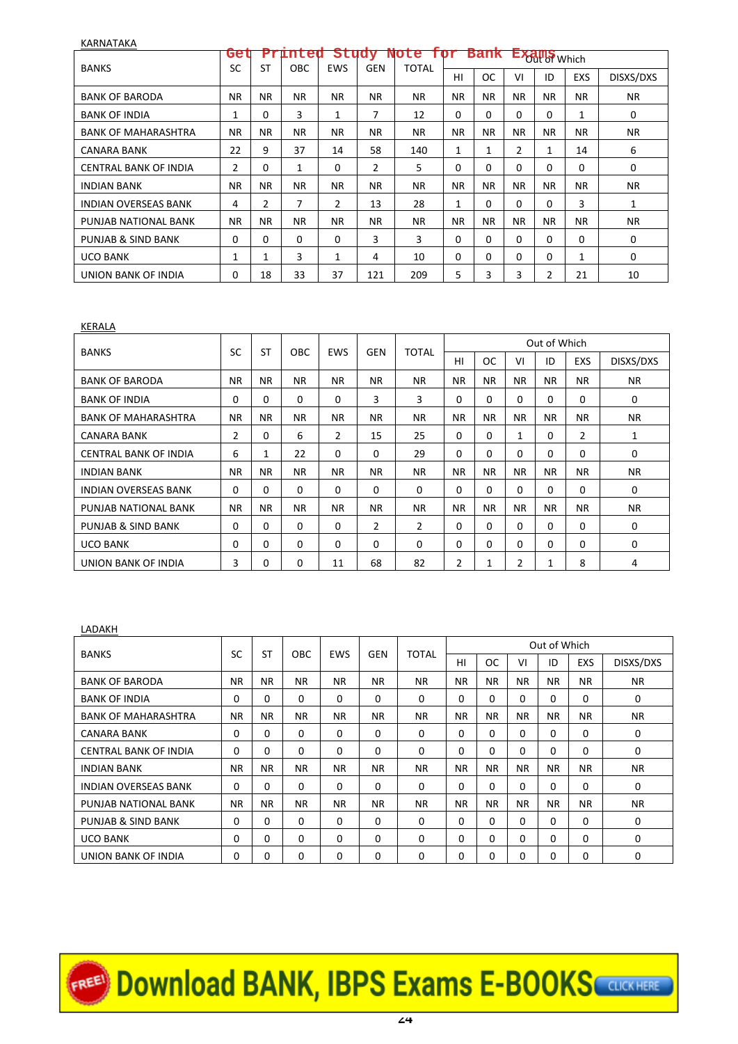KARNATAKA

| BANKS | SC | ST | OBC | EWS | GEN | TOTAL | Out of Which | | | | | |
|---|---|---|---|---|---|---|---|---|---|---|---|---|
| | | | | | | | HI | OC | VI | ID | EXS | DISXS/DXS |
| BANK OF BARODA | NR | NR | NR | NR | NR | NR | NR | NR | NR | NR | NR | NR |
| BANK OF INDIA | 1 | 0 | 3 | 1 | 7 | 12 | 0 | 0 | 0 | 0 | 1 | 0 |
| BANK OF MAHARASHTRA | NR | NR | NR | NR | NR | NR | NR | NR | NR | NR | NR | NR |
| CANARA BANK | 22 | 9 | 37 | 14 | 58 | 140 | 1 | 1 | 2 | 1 | 14 | 6 |
| CENTRAL BANK OF INDIA | 2 | 0 | 1 | 0 | 2 | 5 | 0 | 0 | 0 | 0 | 0 | 0 |
| INDIAN BANK | NR | NR | NR | NR | NR | NR | NR | NR | NR | NR | NR | NR |
| INDIAN OVERSEAS BANK | 4 | 2 | 7 | 2 | 13 | 28 | 1 | 0 | 0 | 0 | 3 | 1 |
| PUNJAB NATIONAL BANK | NR | NR | NR | NR | NR | NR | NR | NR | NR | NR | NR | NR |
| PUNJAB & SIND BANK | 0 | 0 | 0 | 0 | 3 | 3 | 0 | 0 | 0 | 0 | 0 | 0 |
| UCO BANK | 1 | 1 | 3 | 1 | 4 | 10 | 0 | 0 | 0 | 0 | 1 | 0 |
| UNION BANK OF INDIA | 0 | 18 | 33 | 37 | 121 | 209 | 5 | 3 | 3 | 2 | 21 | 10 |

KERALA

| BANKS | SC | ST | OBC | EWS | GEN | TOTAL | Out of Which | | | | | |
|---|---|---|---|---|---|---|---|---|---|---|---|---|
| | | | | | | | HI | OC | VI | ID | EXS | DISXS/DXS |
| BANK OF BARODA | NR | NR | NR | NR | NR | NR | NR | NR | NR | NR | NR | NR |
| BANK OF INDIA | 0 | 0 | 0 | 0 | 3 | 3 | 0 | 0 | 0 | 0 | 0 | 0 |
| BANK OF MAHARASHTRA | NR | NR | NR | NR | NR | NR | NR | NR | NR | NR | NR | NR |
| CANARA BANK | 2 | 0 | 6 | 2 | 15 | 25 | 0 | 0 | 1 | 0 | 2 | 1 |
| CENTRAL BANK OF INDIA | 6 | 1 | 22 | 0 | 0 | 29 | 0 | 0 | 0 | 0 | 0 | 0 |
| INDIAN BANK | NR | NR | NR | NR | NR | NR | NR | NR | NR | NR | NR | NR |
| INDIAN OVERSEAS BANK | 0 | 0 | 0 | 0 | 0 | 0 | 0 | 0 | 0 | 0 | 0 | 0 |
| PUNJAB NATIONAL BANK | NR | NR | NR | NR | NR | NR | NR | NR | NR | NR | NR | NR |
| PUNJAB & SIND BANK | 0 | 0 | 0 | 0 | 2 | 2 | 0 | 0 | 0 | 0 | 0 | 0 |
| UCO BANK | 0 | 0 | 0 | 0 | 0 | 0 | 0 | 0 | 0 | 0 | 0 | 0 |
| UNION BANK OF INDIA | 3 | 0 | 0 | 11 | 68 | 82 | 2 | 1 | 2 | 1 | 8 | 4 |

LADAKH

| BANKS | SC | ST | OBC | EWS | GEN | TOTAL | Out of Which | | | | | |
|---|---|---|---|---|---|---|---|---|---|---|---|---|
| | | | | | | | HI | OC | VI | ID | EXS | DISXS/DXS |
| BANK OF BARODA | NR | NR | NR | NR | NR | NR | NR | NR | NR | NR | NR | NR |
| BANK OF INDIA | 0 | 0 | 0 | 0 | 0 | 0 | 0 | 0 | 0 | 0 | 0 | 0 |
| BANK OF MAHARASHTRA | NR | NR | NR | NR | NR | NR | NR | NR | NR | NR | NR | NR |
| CANARA BANK | 0 | 0 | 0 | 0 | 0 | 0 | 0 | 0 | 0 | 0 | 0 | 0 |
| CENTRAL BANK OF INDIA | 0 | 0 | 0 | 0 | 0 | 0 | 0 | 0 | 0 | 0 | 0 | 0 |
| INDIAN BANK | NR | NR | NR | NR | NR | NR | NR | NR | NR | NR | NR | NR |
| INDIAN OVERSEAS BANK | 0 | 0 | 0 | 0 | 0 | 0 | 0 | 0 | 0 | 0 | 0 | 0 |
| PUNJAB NATIONAL BANK | NR | NR | NR | NR | NR | NR | NR | NR | NR | NR | NR | NR |
| PUNJAB & SIND BANK | 0 | 0 | 0 | 0 | 0 | 0 | 0 | 0 | 0 | 0 | 0 | 0 |
| UCO BANK | 0 | 0 | 0 | 0 | 0 | 0 | 0 | 0 | 0 | 0 | 0 | 0 |
| UNION BANK OF INDIA | 0 | 0 | 0 | 0 | 0 | 0 | 0 | 0 | 0 | 0 | 0 | 0 |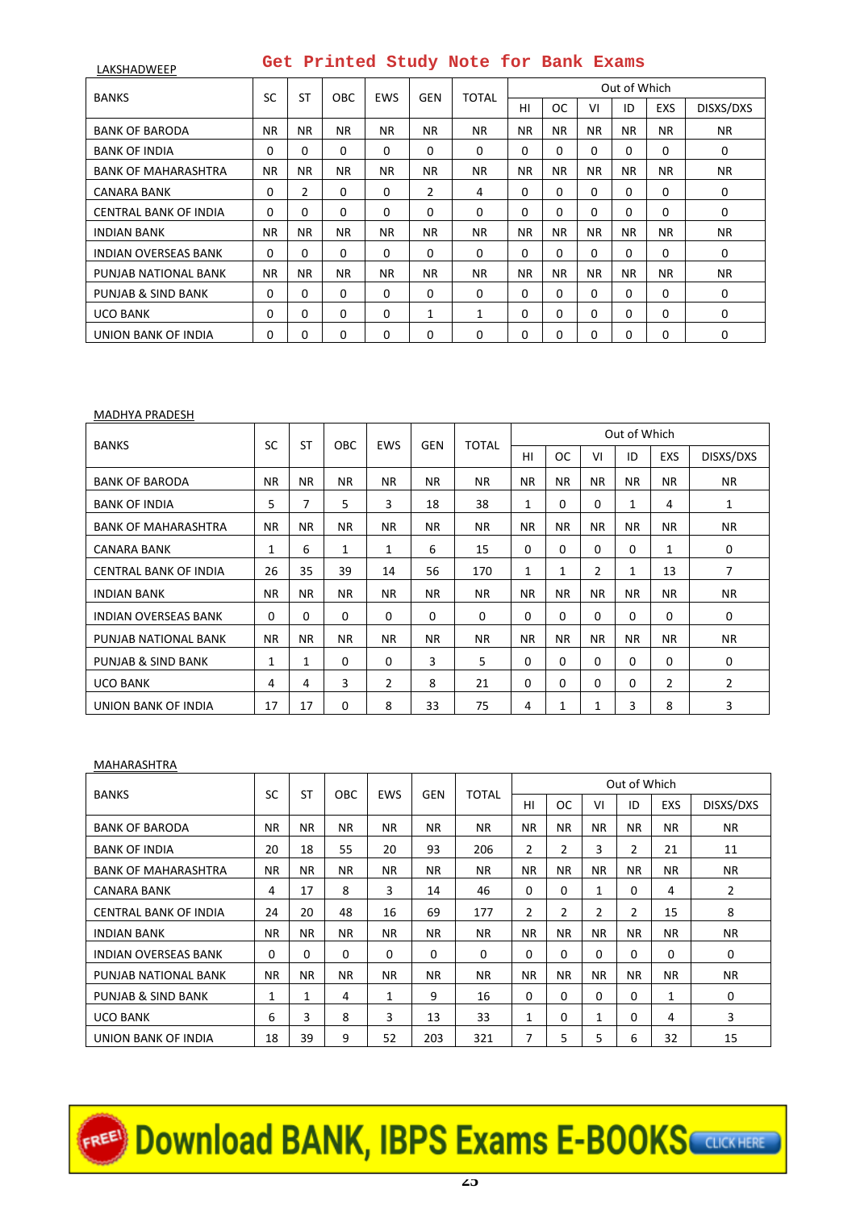Get Printed Study Note for Bank Exams

LAKSHADWEEP

| BANKS | SC | ST | OBC | EWS | GEN | TOTAL | Out of Which | | | | | |
|---|---|---|---|---|---|---|---|---|---|---|---|---|
| | | | | | | | HI | OC | VI | ID | EXS | DISXS/DXS |
| BANK OF BARODA | NR | NR | NR | NR | NR | NR | NR | NR | NR | NR | NR | NR |
| BANK OF INDIA | 0 | 0 | 0 | 0 | 0 | 0 | 0 | 0 | 0 | 0 | 0 | 0 |
| BANK OF MAHARASHTRA | NR | NR | NR | NR | NR | NR | NR | NR | NR | NR | NR | NR |
| CANARA BANK | 0 | 2 | 0 | 0 | 2 | 4 | 0 | 0 | 0 | 0 | 0 | 0 |
| CENTRAL BANK OF INDIA | 0 | 0 | 0 | 0 | 0 | 0 | 0 | 0 | 0 | 0 | 0 | 0 |
| INDIAN BANK | NR | NR | NR | NR | NR | NR | NR | NR | NR | NR | NR | NR |
| INDIAN OVERSEAS BANK | 0 | 0 | 0 | 0 | 0 | 0 | 0 | 0 | 0 | 0 | 0 | 0 |
| PUNJAB NATIONAL BANK | NR | NR | NR | NR | NR | NR | NR | NR | NR | NR | NR | NR |
| PUNJAB & SIND BANK | 0 | 0 | 0 | 0 | 0 | 0 | 0 | 0 | 0 | 0 | 0 | 0 |
| UCO BANK | 0 | 0 | 0 | 0 | 1 | 1 | 0 | 0 | 0 | 0 | 0 | 0 |
| UNION BANK OF INDIA | 0 | 0 | 0 | 0 | 0 | 0 | 0 | 0 | 0 | 0 | 0 | 0 |

MADHYA PRADESH

| BANKS | SC | ST | OBC | EWS | GEN | TOTAL | Out of Which | | | | | |
|---|---|---|---|---|---|---|---|---|---|---|---|---|
| | | | | | | | HI | OC | VI | ID | EXS | DISXS/DXS |
| BANK OF BARODA | NR | NR | NR | NR | NR | NR | NR | NR | NR | NR | NR | NR |
| BANK OF INDIA | 5 | 7 | 5 | 3 | 18 | 38 | 1 | 0 | 0 | 1 | 4 | 1 |
| BANK OF MAHARASHTRA | NR | NR | NR | NR | NR | NR | NR | NR | NR | NR | NR | NR |
| CANARA BANK | 1 | 6 | 1 | 1 | 6 | 15 | 0 | 0 | 0 | 0 | 1 | 0 |
| CENTRAL BANK OF INDIA | 26 | 35 | 39 | 14 | 56 | 170 | 1 | 1 | 2 | 1 | 13 | 7 |
| INDIAN BANK | NR | NR | NR | NR | NR | NR | NR | NR | NR | NR | NR | NR |
| INDIAN OVERSEAS BANK | 0 | 0 | 0 | 0 | 0 | 0 | 0 | 0 | 0 | 0 | 0 | 0 |
| PUNJAB NATIONAL BANK | NR | NR | NR | NR | NR | NR | NR | NR | NR | NR | NR | NR |
| PUNJAB & SIND BANK | 1 | 1 | 0 | 0 | 3 | 5 | 0 | 0 | 0 | 0 | 0 | 0 |
| UCO BANK | 4 | 4 | 3 | 2 | 8 | 21 | 0 | 0 | 0 | 0 | 2 | 2 |
| UNION BANK OF INDIA | 17 | 17 | 0 | 8 | 33 | 75 | 4 | 1 | 1 | 3 | 8 | 3 |

MAHARASHTRA

| BANKS | SC | ST | OBC | EWS | GEN | TOTAL | Out of Which | | | | | |
|---|---|---|---|---|---|---|---|---|---|---|---|---|
| | | | | | | | HI | OC | VI | ID | EXS | DISXS/DXS |
| BANK OF BARODA | NR | NR | NR | NR | NR | NR | NR | NR | NR | NR | NR | NR |
| BANK OF INDIA | 20 | 18 | 55 | 20 | 93 | 206 | 2 | 2 | 3 | 2 | 21 | 11 |
| BANK OF MAHARASHTRA | NR | NR | NR | NR | NR | NR | NR | NR | NR | NR | NR | NR |
| CANARA BANK | 4 | 17 | 8 | 3 | 14 | 46 | 0 | 0 | 1 | 0 | 4 | 2 |
| CENTRAL BANK OF INDIA | 24 | 20 | 48 | 16 | 69 | 177 | 2 | 2 | 2 | 2 | 15 | 8 |
| INDIAN BANK | NR | NR | NR | NR | NR | NR | NR | NR | NR | NR | NR | NR |
| INDIAN OVERSEAS BANK | 0 | 0 | 0 | 0 | 0 | 0 | 0 | 0 | 0 | 0 | 0 | 0 |
| PUNJAB NATIONAL BANK | NR | NR | NR | NR | NR | NR | NR | NR | NR | NR | NR | NR |
| PUNJAB & SIND BANK | 1 | 1 | 4 | 1 | 9 | 16 | 0 | 0 | 0 | 0 | 1 | 0 |
| UCO BANK | 6 | 3 | 8 | 3 | 13 | 33 | 1 | 0 | 1 | 0 | 4 | 3 |
| UNION BANK OF INDIA | 18 | 39 | 9 | 52 | 203 | 321 | 7 | 5 | 5 | 6 | 32 | 15 |

FREE! Download BANK, IBPS Exams E-BOOKS CLICK HERE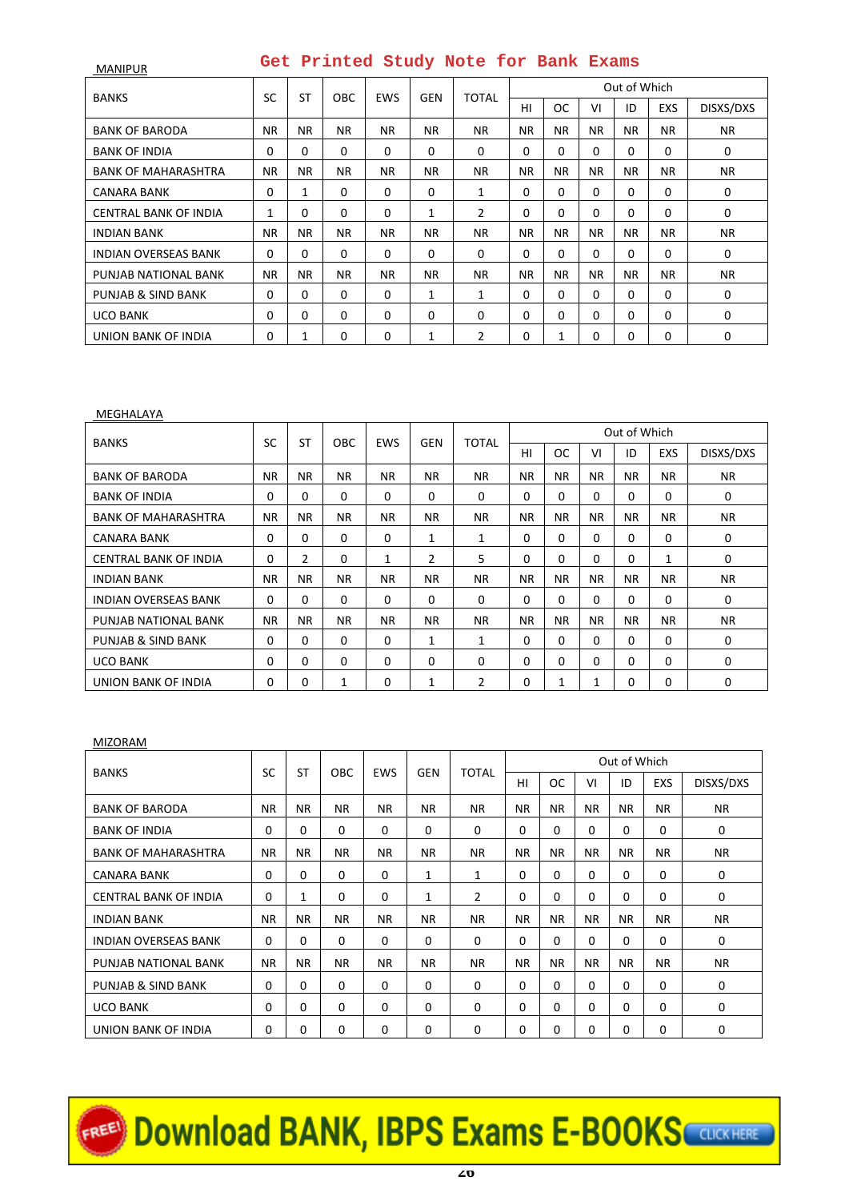Get Printed Study Note for Bank Exams

MANIPUR

| BANKS | SC | ST | OBC | EWS | GEN | TOTAL | Out of Which | | | | | |
|---|---|---|---|---|---|---|---|---|---|---|---|---|
| | | | | | | | HI | OC | VI | ID | EXS | DISXS/DXS |
| BANK OF BARODA | NR | NR | NR | NR | NR | NR | NR | NR | NR | NR | NR | NR |
| BANK OF INDIA | 0 | 0 | 0 | 0 | 0 | 0 | 0 | 0 | 0 | 0 | 0 | 0 |
| BANK OF MAHARASHTRA | NR | NR | NR | NR | NR | NR | NR | NR | NR | NR | NR | NR |
| CANARA BANK | 0 | 1 | 0 | 0 | 0 | 1 | 0 | 0 | 0 | 0 | 0 | 0 |
| CENTRAL BANK OF INDIA | 1 | 0 | 0 | 0 | 1 | 2 | 0 | 0 | 0 | 0 | 0 | 0 |
| INDIAN BANK | NR | NR | NR | NR | NR | NR | NR | NR | NR | NR | NR | NR |
| INDIAN OVERSEAS BANK | 0 | 0 | 0 | 0 | 0 | 0 | 0 | 0 | 0 | 0 | 0 | 0 |
| PUNJAB NATIONAL BANK | NR | NR | NR | NR | NR | NR | NR | NR | NR | NR | NR | NR |
| PUNJAB & SIND BANK | 0 | 0 | 0 | 0 | 1 | 1 | 0 | 0 | 0 | 0 | 0 | 0 |
| UCO BANK | 0 | 0 | 0 | 0 | 0 | 0 | 0 | 0 | 0 | 0 | 0 | 0 |
| UNION BANK OF INDIA | 0 | 1 | 0 | 0 | 1 | 2 | 0 | 1 | 0 | 0 | 0 | 0 |

MEGHALAYA

| BANKS | SC | ST | OBC | EWS | GEN | TOTAL | Out of Which | | | | | |
|---|---|---|---|---|---|---|---|---|---|---|---|---|
| | | | | | | | HI | OC | VI | ID | EXS | DISXS/DXS |
| BANK OF BARODA | NR | NR | NR | NR | NR | NR | NR | NR | NR | NR | NR | NR |
| BANK OF INDIA | 0 | 0 | 0 | 0 | 0 | 0 | 0 | 0 | 0 | 0 | 0 | 0 |
| BANK OF MAHARASHTRA | NR | NR | NR | NR | NR | NR | NR | NR | NR | NR | NR | NR |
| CANARA BANK | 0 | 0 | 0 | 0 | 1 | 1 | 0 | 0 | 0 | 0 | 0 | 0 |
| CENTRAL BANK OF INDIA | 0 | 2 | 0 | 1 | 2 | 5 | 0 | 0 | 0 | 0 | 1 | 0 |
| INDIAN BANK | NR | NR | NR | NR | NR | NR | NR | NR | NR | NR | NR | NR |
| INDIAN OVERSEAS BANK | 0 | 0 | 0 | 0 | 0 | 0 | 0 | 0 | 0 | 0 | 0 | 0 |
| PUNJAB NATIONAL BANK | NR | NR | NR | NR | NR | NR | NR | NR | NR | NR | NR | NR |
| PUNJAB & SIND BANK | 0 | 0 | 0 | 0 | 1 | 1 | 0 | 0 | 0 | 0 | 0 | 0 |
| UCO BANK | 0 | 0 | 0 | 0 | 0 | 0 | 0 | 0 | 0 | 0 | 0 | 0 |
| UNION BANK OF INDIA | 0 | 0 | 1 | 0 | 1 | 2 | 0 | 1 | 1 | 0 | 0 | 0 |

MIZORAM

| BANKS | SC | ST | OBC | EWS | GEN | TOTAL | Out of Which | | | | | |
|---|---|---|---|---|---|---|---|---|---|---|---|---|
| | | | | | | | HI | OC | VI | ID | EXS | DISXS/DXS |
| BANK OF BARODA | NR | NR | NR | NR | NR | NR | NR | NR | NR | NR | NR | NR |
| BANK OF INDIA | 0 | 0 | 0 | 0 | 0 | 0 | 0 | 0 | 0 | 0 | 0 | 0 |
| BANK OF MAHARASHTRA | NR | NR | NR | NR | NR | NR | NR | NR | NR | NR | NR | NR |
| CANARA BANK | 0 | 0 | 0 | 0 | 1 | 1 | 0 | 0 | 0 | 0 | 0 | 0 |
| CENTRAL BANK OF INDIA | 0 | 1 | 0 | 0 | 1 | 2 | 0 | 0 | 0 | 0 | 0 | 0 |
| INDIAN BANK | NR | NR | NR | NR | NR | NR | NR | NR | NR | NR | NR | NR |
| INDIAN OVERSEAS BANK | 0 | 0 | 0 | 0 | 0 | 0 | 0 | 0 | 0 | 0 | 0 | 0 |
| PUNJAB NATIONAL BANK | NR | NR | NR | NR | NR | NR | NR | NR | NR | NR | NR | NR |
| PUNJAB & SIND BANK | 0 | 0 | 0 | 0 | 0 | 0 | 0 | 0 | 0 | 0 | 0 | 0 |
| UCO BANK | 0 | 0 | 0 | 0 | 0 | 0 | 0 | 0 | 0 | 0 | 0 | 0 |
| UNION BANK OF INDIA | 0 | 0 | 0 | 0 | 0 | 0 | 0 | 0 | 0 | 0 | 0 | 0 |

FREE! Download BANK, IBPS Exams E-BOOKS CLICK HERE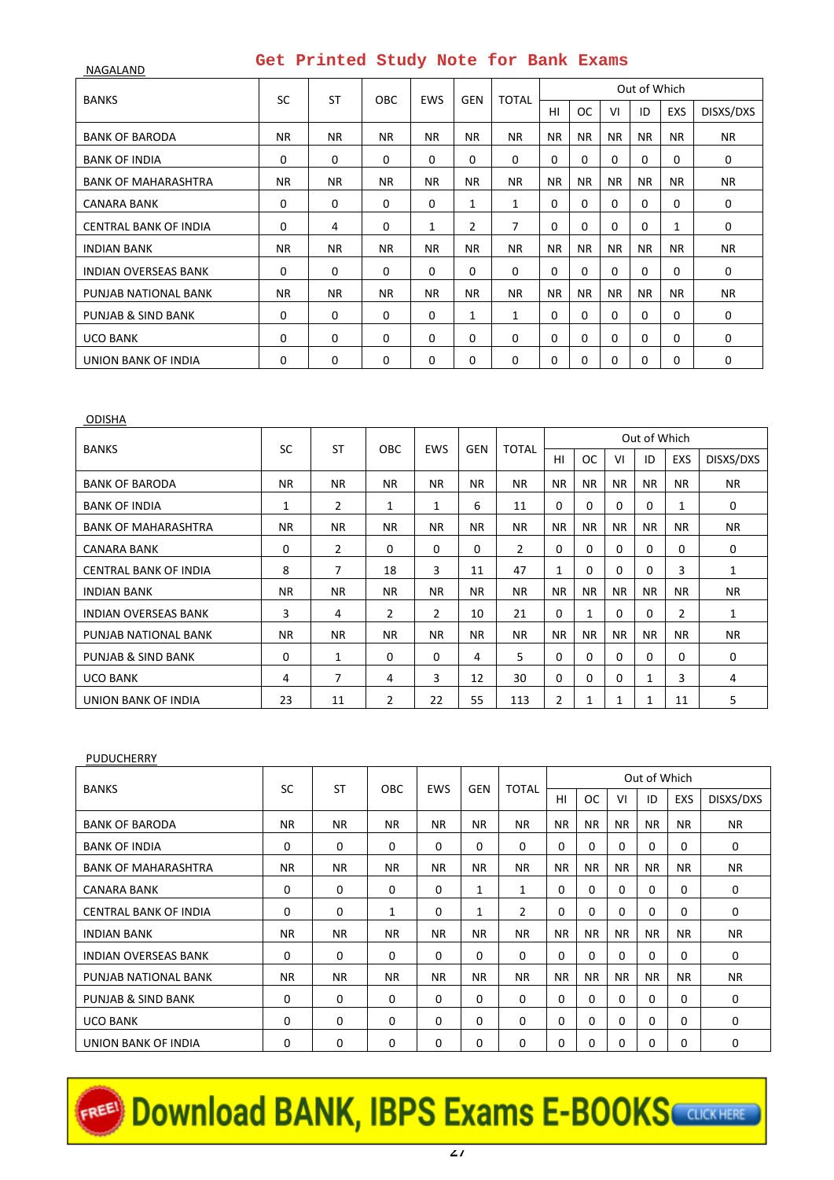Get Printed Study Note for Bank Exams

NAGALAND

| BANKS | SC | ST | OBC | EWS | GEN | TOTAL | Out of Which | | | | | |
|---|---|---|---|---|---|---|---|---|---|---|---|---|
| | | | | | | | HI | OC | VI | ID | EXS | DISXS/DXS |
| BANK OF BARODA | NR | NR | NR | NR | NR | NR | NR | NR | NR | NR | NR | NR |
| BANK OF INDIA | 0 | 0 | 0 | 0 | 0 | 0 | 0 | 0 | 0 | 0 | 0 | 0 |
| BANK OF MAHARASHTRA | NR | NR | NR | NR | NR | NR | NR | NR | NR | NR | NR | NR |
| CANARA BANK | 0 | 0 | 0 | 0 | 1 | 1 | 0 | 0 | 0 | 0 | 0 | 0 |
| CENTRAL BANK OF INDIA | 0 | 4 | 0 | 1 | 2 | 7 | 0 | 0 | 0 | 0 | 1 | 0 |
| INDIAN BANK | NR | NR | NR | NR | NR | NR | NR | NR | NR | NR | NR | NR |
| INDIAN OVERSEAS BANK | 0 | 0 | 0 | 0 | 0 | 0 | 0 | 0 | 0 | 0 | 0 | 0 |
| PUNJAB NATIONAL BANK | NR | NR | NR | NR | NR | NR | NR | NR | NR | NR | NR | NR |
| PUNJAB & SIND BANK | 0 | 0 | 0 | 0 | 1 | 1 | 0 | 0 | 0 | 0 | 0 | 0 |
| UCO BANK | 0 | 0 | 0 | 0 | 0 | 0 | 0 | 0 | 0 | 0 | 0 | 0 |
| UNION BANK OF INDIA | 0 | 0 | 0 | 0 | 0 | 0 | 0 | 0 | 0 | 0 | 0 | 0 |

ODISHA

| BANKS | SC | ST | OBC | EWS | GEN | TOTAL | Out of Which | | | | | |
|---|---|---|---|---|---|---|---|---|---|---|---|---|
| | | | | | | | HI | OC | VI | ID | EXS | DISXS/DXS |
| BANK OF BARODA | NR | NR | NR | NR | NR | NR | NR | NR | NR | NR | NR | NR |
| BANK OF INDIA | 1 | 2 | 1 | 1 | 6 | 11 | 0 | 0 | 0 | 0 | 1 | 0 |
| BANK OF MAHARASHTRA | NR | NR | NR | NR | NR | NR | NR | NR | NR | NR | NR | NR |
| CANARA BANK | 0 | 2 | 0 | 0 | 0 | 2 | 0 | 0 | 0 | 0 | 0 | 0 |
| CENTRAL BANK OF INDIA | 8 | 7 | 18 | 3 | 11 | 47 | 1 | 0 | 0 | 0 | 3 | 1 |
| INDIAN BANK | NR | NR | NR | NR | NR | NR | NR | NR | NR | NR | NR | NR |
| INDIAN OVERSEAS BANK | 3 | 4 | 2 | 2 | 10 | 21 | 0 | 1 | 0 | 0 | 2 | 1 |
| PUNJAB NATIONAL BANK | NR | NR | NR | NR | NR | NR | NR | NR | NR | NR | NR | NR |
| PUNJAB & SIND BANK | 0 | 1 | 0 | 0 | 4 | 5 | 0 | 0 | 0 | 0 | 0 | 0 |
| UCO BANK | 4 | 7 | 4 | 3 | 12 | 30 | 0 | 0 | 0 | 1 | 3 | 4 |
| UNION BANK OF INDIA | 23 | 11 | 2 | 22 | 55 | 113 | 2 | 1 | 1 | 1 | 11 | 5 |

PUDUCHERRY

| BANKS | SC | ST | OBC | EWS | GEN | TOTAL | Out of Which | | | | | |
|---|---|---|---|---|---|---|---|---|---|---|---|---|
| | | | | | | | HI | OC | VI | ID | EXS | DISXS/DXS |
| BANK OF BARODA | NR | NR | NR | NR | NR | NR | NR | NR | NR | NR | NR | NR |
| BANK OF INDIA | 0 | 0 | 0 | 0 | 0 | 0 | 0 | 0 | 0 | 0 | 0 | 0 |
| BANK OF MAHARASHTRA | NR | NR | NR | NR | NR | NR | NR | NR | NR | NR | NR | NR |
| CANARA BANK | 0 | 0 | 0 | 0 | 1 | 1 | 0 | 0 | 0 | 0 | 0 | 0 |
| CENTRAL BANK OF INDIA | 0 | 0 | 1 | 0 | 1 | 2 | 0 | 0 | 0 | 0 | 0 | 0 |
| INDIAN BANK | NR | NR | NR | NR | NR | NR | NR | NR | NR | NR | NR | NR |
| INDIAN OVERSEAS BANK | 0 | 0 | 0 | 0 | 0 | 0 | 0 | 0 | 0 | 0 | 0 | 0 |
| PUNJAB NATIONAL BANK | NR | NR | NR | NR | NR | NR | NR | NR | NR | NR | NR | NR |
| PUNJAB & SIND BANK | 0 | 0 | 0 | 0 | 0 | 0 | 0 | 0 | 0 | 0 | 0 | 0 |
| UCO BANK | 0 | 0 | 0 | 0 | 0 | 0 | 0 | 0 | 0 | 0 | 0 | 0 |
| UNION BANK OF INDIA | 0 | 0 | 0 | 0 | 0 | 0 | 0 | 0 | 0 | 0 | 0 | 0 |

FREE! Download BANK, IBPS Exams E-BOOKS CLICK HERE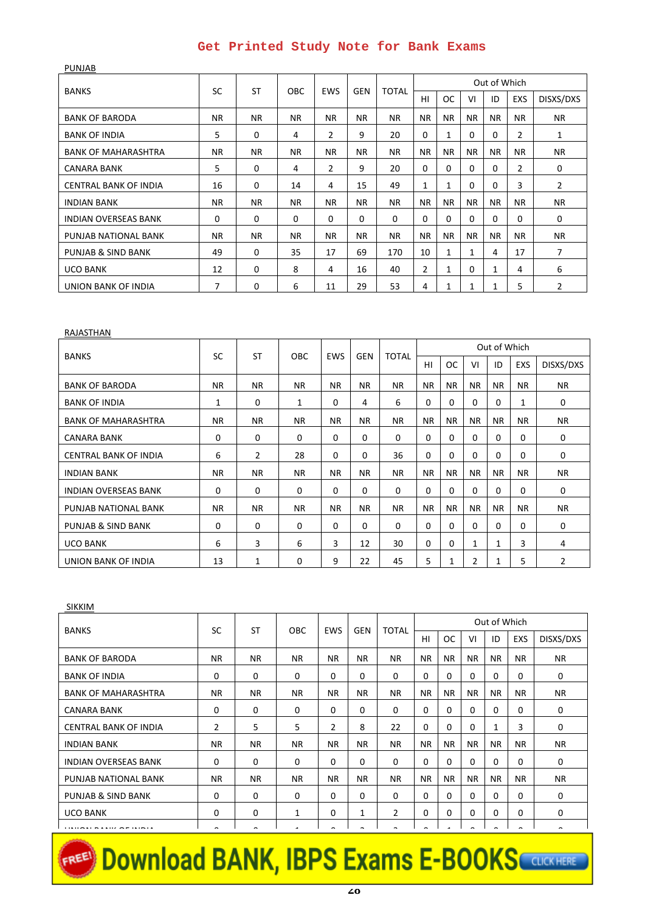PUNJAB

| BANKS | SC | ST | OBC | EWS | GEN | TOTAL | Out of Which | | | | | |
|---|---|---|---|---|---|---|---|---|---|---|---|---|
| | | | | | | | HI | OC | VI | ID | EXS | DISXS/DXS |
| BANK OF BARODA | NR | NR | NR | NR | NR | NR | NR | NR | NR | NR | NR | NR |
| BANK OF INDIA | 5 | 0 | 4 | 2 | 9 | 20 | 0 | 1 | 0 | 0 | 2 | 1 |
| BANK OF MAHARASHTRA | NR | NR | NR | NR | NR | NR | NR | NR | NR | NR | NR | NR |
| CANARA BANK | 5 | 0 | 4 | 2 | 9 | 20 | 0 | 0 | 0 | 0 | 2 | 0 |
| CENTRAL BANK OF INDIA | 16 | 0 | 14 | 4 | 15 | 49 | 1 | 1 | 0 | 0 | 3 | 2 |
| INDIAN BANK | NR | NR | NR | NR | NR | NR | NR | NR | NR | NR | NR | NR |
| INDIAN OVERSEAS BANK | 0 | 0 | 0 | 0 | 0 | 0 | 0 | 0 | 0 | 0 | 0 | 0 |
| PUNJAB NATIONAL BANK | NR | NR | NR | NR | NR | NR | NR | NR | NR | NR | NR | NR |
| PUNJAB & SIND BANK | 49 | 0 | 35 | 17 | 69 | 170 | 10 | 1 | 1 | 4 | 17 | 7 |
| UCO BANK | 12 | 0 | 8 | 4 | 16 | 40 | 2 | 1 | 0 | 1 | 4 | 6 |
| UNION BANK OF INDIA | 7 | 0 | 6 | 11 | 29 | 53 | 4 | 1 | 1 | 1 | 5 | 2 |

RAJASTHAN

| BANKS | SC | ST | OBC | EWS | GEN | TOTAL | Out of Which | | | | | |
|---|---|---|---|---|---|---|---|---|---|---|---|---|
| | | | | | | | HI | OC | VI | ID | EXS | DISXS/DXS |
| BANK OF BARODA | NR | NR | NR | NR | NR | NR | NR | NR | NR | NR | NR | NR |
| BANK OF INDIA | 1 | 0 | 1 | 0 | 4 | 6 | 0 | 0 | 0 | 0 | 1 | 0 |
| BANK OF MAHARASHTRA | NR | NR | NR | NR | NR | NR | NR | NR | NR | NR | NR | NR |
| CANARA BANK | 0 | 0 | 0 | 0 | 0 | 0 | 0 | 0 | 0 | 0 | 0 | 0 |
| CENTRAL BANK OF INDIA | 6 | 2 | 28 | 0 | 0 | 36 | 0 | 0 | 0 | 0 | 0 | 0 |
| INDIAN BANK | NR | NR | NR | NR | NR | NR | NR | NR | NR | NR | NR | NR |
| INDIAN OVERSEAS BANK | 0 | 0 | 0 | 0 | 0 | 0 | 0 | 0 | 0 | 0 | 0 | 0 |
| PUNJAB NATIONAL BANK | NR | NR | NR | NR | NR | NR | NR | NR | NR | NR | NR | NR |
| PUNJAB & SIND BANK | 0 | 0 | 0 | 0 | 0 | 0 | 0 | 0 | 0 | 0 | 0 | 0 |
| UCO BANK | 6 | 3 | 6 | 3 | 12 | 30 | 0 | 0 | 1 | 1 | 3 | 4 |
| UNION BANK OF INDIA | 13 | 1 | 0 | 9 | 22 | 45 | 5 | 1 | 2 | 1 | 5 | 2 |

SIKKIM

| BANKS | SC | ST | OBC | EWS | GEN | TOTAL | Out of Which | | | | | |
|---|---|---|---|---|---|---|---|---|---|---|---|---|
| | | | | | | | HI | OC | VI | ID | EXS | DISXS/DXS |
| BANK OF BARODA | NR | NR | NR | NR | NR | NR | NR | NR | NR | NR | NR | NR |
| BANK OF INDIA | 0 | 0 | 0 | 0 | 0 | 0 | 0 | 0 | 0 | 0 | 0 | 0 |
| BANK OF MAHARASHTRA | NR | NR | NR | NR | NR | NR | NR | NR | NR | NR | NR | NR |
| CANARA BANK | 0 | 0 | 0 | 0 | 0 | 0 | 0 | 0 | 0 | 0 | 0 | 0 |
| CENTRAL BANK OF INDIA | 2 | 5 | 5 | 2 | 8 | 22 | 0 | 0 | 0 | 1 | 3 | 0 |
| INDIAN BANK | NR | NR | NR | NR | NR | NR | NR | NR | NR | NR | NR | NR |
| INDIAN OVERSEAS BANK | 0 | 0 | 0 | 0 | 0 | 0 | 0 | 0 | 0 | 0 | 0 | 0 |
| PUNJAB NATIONAL BANK | NR | NR | NR | NR | NR | NR | NR | NR | NR | NR | NR | NR |
| PUNJAB & SIND BANK | 0 | 0 | 0 | 0 | 0 | 0 | 0 | 0 | 0 | 0 | 0 | 0 |
| UCO BANK | 0 | 0 | 1 | 0 | 1 | 2 | 0 | 0 | 0 | 0 | 0 | 0 |
| UNION BANK OF INDIA | 0 | 0 | 1 | 0 | 2 | 3 | 0 | 1 | 0 | 0 | 0 | 0 |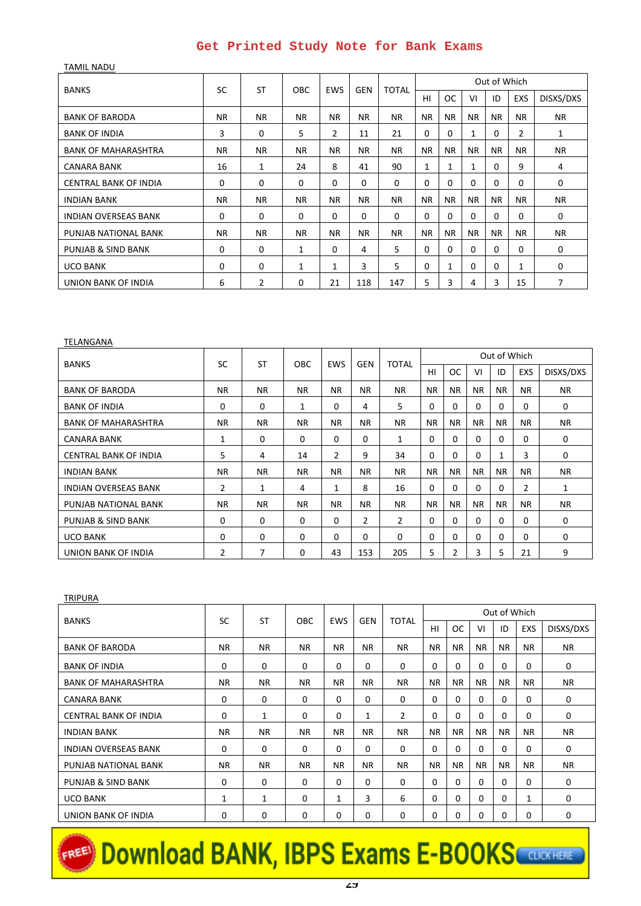Get Printed Study Note for Bank Exams

TAMIL NADU

| BANKS | SC | ST | OBC | EWS | GEN | TOTAL | Out of Which | | | | | |
|---|---|---|---|---|---|---|---|---|---|---|---|---|
| | | | | | | | HI | OC | VI | ID | EXS | DISXS/DXS |
| BANK OF BARODA | NR | NR | NR | NR | NR | NR | NR | NR | NR | NR | NR | NR |
| BANK OF INDIA | 3 | 0 | 5 | 2 | 11 | 21 | 0 | 0 | 1 | 0 | 2 | 1 |
| BANK OF MAHARASHTRA | NR | NR | NR | NR | NR | NR | NR | NR | NR | NR | NR | NR |
| CANARA BANK | 16 | 1 | 24 | 8 | 41 | 90 | 1 | 1 | 1 | 0 | 9 | 4 |
| CENTRAL BANK OF INDIA | 0 | 0 | 0 | 0 | 0 | 0 | 0 | 0 | 0 | 0 | 0 | 0 |
| INDIAN BANK | NR | NR | NR | NR | NR | NR | NR | NR | NR | NR | NR | NR |
| INDIAN OVERSEAS BANK | 0 | 0 | 0 | 0 | 0 | 0 | 0 | 0 | 0 | 0 | 0 | 0 |
| PUNJAB NATIONAL BANK | NR | NR | NR | NR | NR | NR | NR | NR | NR | NR | NR | NR |
| PUNJAB & SIND BANK | 0 | 0 | 1 | 0 | 4 | 5 | 0 | 0 | 0 | 0 | 0 | 0 |
| UCO BANK | 0 | 0 | 1 | 1 | 3 | 5 | 0 | 1 | 0 | 0 | 1 | 0 |
| UNION BANK OF INDIA | 6 | 2 | 0 | 21 | 118 | 147 | 5 | 3 | 4 | 3 | 15 | 7 |

TELANGANA

| BANKS | SC | ST | OBC | EWS | GEN | TOTAL | Out of Which | | | | | |
|---|---|---|---|---|---|---|---|---|---|---|---|---|
| | | | | | | | HI | OC | VI | ID | EXS | DISXS/DXS |
| BANK OF BARODA | NR | NR | NR | NR | NR | NR | NR | NR | NR | NR | NR | NR |
| BANK OF INDIA | 0 | 0 | 1 | 0 | 4 | 5 | 0 | 0 | 0 | 0 | 0 | 0 |
| BANK OF MAHARASHTRA | NR | NR | NR | NR | NR | NR | NR | NR | NR | NR | NR | NR |
| CANARA BANK | 1 | 0 | 0 | 0 | 0 | 1 | 0 | 0 | 0 | 0 | 0 | 0 |
| CENTRAL BANK OF INDIA | 5 | 4 | 14 | 2 | 9 | 34 | 0 | 0 | 0 | 1 | 3 | 0 |
| INDIAN BANK | NR | NR | NR | NR | NR | NR | NR | NR | NR | NR | NR | NR |
| INDIAN OVERSEAS BANK | 2 | 1 | 4 | 1 | 8 | 16 | 0 | 0 | 0 | 0 | 2 | 1 |
| PUNJAB NATIONAL BANK | NR | NR | NR | NR | NR | NR | NR | NR | NR | NR | NR | NR |
| PUNJAB & SIND BANK | 0 | 0 | 0 | 0 | 2 | 2 | 0 | 0 | 0 | 0 | 0 | 0 |
| UCO BANK | 0 | 0 | 0 | 0 | 0 | 0 | 0 | 0 | 0 | 0 | 0 | 0 |
| UNION BANK OF INDIA | 2 | 7 | 0 | 43 | 153 | 205 | 5 | 2 | 3 | 5 | 21 | 9 |

TRIPURA

| BANKS | SC | ST | OBC | EWS | GEN | TOTAL | Out of Which | | | | | |
|---|---|---|---|---|---|---|---|---|---|---|---|---|
| | | | | | | | HI | OC | VI | ID | EXS | DISXS/DXS |
| BANK OF BARODA | NR | NR | NR | NR | NR | NR | NR | NR | NR | NR | NR | NR |
| BANK OF INDIA | 0 | 0 | 0 | 0 | 0 | 0 | 0 | 0 | 0 | 0 | 0 | 0 |
| BANK OF MAHARASHTRA | NR | NR | NR | NR | NR | NR | NR | NR | NR | NR | NR | NR |
| CANARA BANK | 0 | 0 | 0 | 0 | 0 | 0 | 0 | 0 | 0 | 0 | 0 | 0 |
| CENTRAL BANK OF INDIA | 0 | 1 | 0 | 0 | 1 | 2 | 0 | 0 | 0 | 0 | 0 | 0 |
| INDIAN BANK | NR | NR | NR | NR | NR | NR | NR | NR | NR | NR | NR | NR |
| INDIAN OVERSEAS BANK | 0 | 0 | 0 | 0 | 0 | 0 | 0 | 0 | 0 | 0 | 0 | 0 |
| PUNJAB NATIONAL BANK | NR | NR | NR | NR | NR | NR | NR | NR | NR | NR | NR | NR |
| PUNJAB & SIND BANK | 0 | 0 | 0 | 0 | 0 | 0 | 0 | 0 | 0 | 0 | 0 | 0 |
| UCO BANK | 1 | 1 | 0 | 1 | 3 | 6 | 0 | 0 | 0 | 0 | 1 | 0 |
| UNION BANK OF INDIA | 0 | 0 | 0 | 0 | 0 | 0 | 0 | 0 | 0 | 0 | 0 | 0 |

FREE! Download BANK, IBPS Exams E-BOOKS CLICK HERE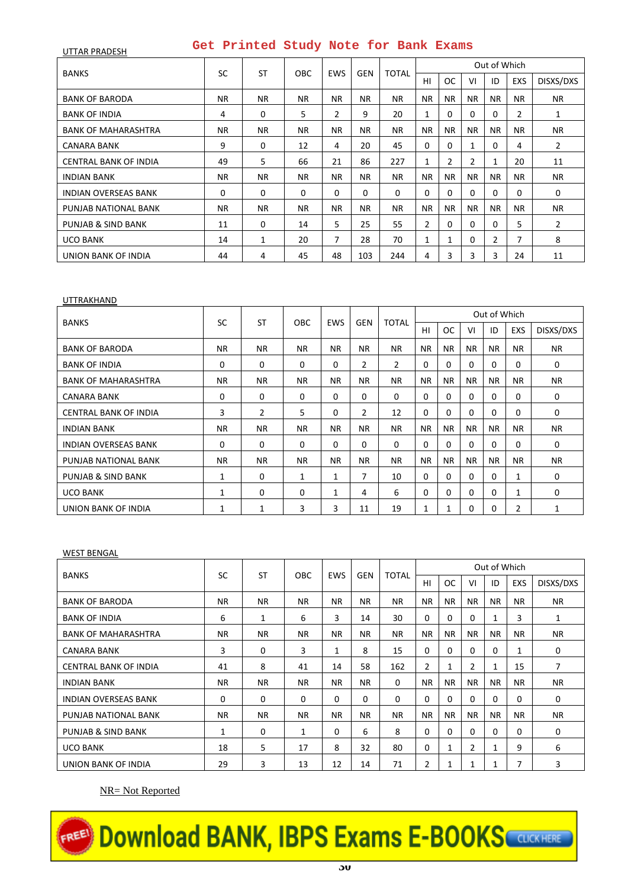UTTAR PRADESH

| BANKS | SC | ST | OBC | EWS | GEN | TOTAL | Out of Which | | | | | |
|---|---|---|---|---|---|---|---|---|---|---|---|---|
| | | | | | | | HI | OC | VI | ID | EXS | DISXS/DXS |
| BANK OF BARODA | NR | NR | NR | NR | NR | NR | NR | NR | NR | NR | NR | NR |
| BANK OF INDIA | 4 | 0 | 5 | 2 | 9 | 20 | 1 | 0 | 0 | 0 | 2 | 1 |
| BANK OF MAHARASHTRA | NR | NR | NR | NR | NR | NR | NR | NR | NR | NR | NR | NR |
| CANARA BANK | 9 | 0 | 12 | 4 | 20 | 45 | 0 | 0 | 1 | 0 | 4 | 2 |
| CENTRAL BANK OF INDIA | 49 | 5 | 66 | 21 | 86 | 227 | 1 | 2 | 2 | 1 | 20 | 11 |
| INDIAN BANK | NR | NR | NR | NR | NR | NR | NR | NR | NR | NR | NR | NR |
| INDIAN OVERSEAS BANK | 0 | 0 | 0 | 0 | 0 | 0 | 0 | 0 | 0 | 0 | 0 | 0 |
| PUNJAB NATIONAL BANK | NR | NR | NR | NR | NR | NR | NR | NR | NR | NR | NR | NR |
| PUNJAB & SIND BANK | 11 | 0 | 14 | 5 | 25 | 55 | 2 | 0 | 0 | 0 | 5 | 2 |
| UCO BANK | 14 | 1 | 20 | 7 | 28 | 70 | 1 | 1 | 0 | 2 | 7 | 8 |
| UNION BANK OF INDIA | 44 | 4 | 45 | 48 | 103 | 244 | 4 | 3 | 3 | 3 | 24 | 11 |

UTTRAKHAND

| BANKS | SC | ST | OBC | EWS | GEN | TOTAL | Out of Which | | | | | |
|---|---|---|---|---|---|---|---|---|---|---|---|---|
| | | | | | | | HI | OC | VI | ID | EXS | DISXS/DXS |
| BANK OF BARODA | NR | NR | NR | NR | NR | NR | NR | NR | NR | NR | NR | NR |
| BANK OF INDIA | 0 | 0 | 0 | 0 | 2 | 2 | 0 | 0 | 0 | 0 | 0 | 0 |
| BANK OF MAHARASHTRA | NR | NR | NR | NR | NR | NR | NR | NR | NR | NR | NR | NR |
| CANARA BANK | 0 | 0 | 0 | 0 | 0 | 0 | 0 | 0 | 0 | 0 | 0 | 0 |
| CENTRAL BANK OF INDIA | 3 | 2 | 5 | 0 | 2 | 12 | 0 | 0 | 0 | 0 | 0 | 0 |
| INDIAN BANK | NR | NR | NR | NR | NR | NR | NR | NR | NR | NR | NR | NR |
| INDIAN OVERSEAS BANK | 0 | 0 | 0 | 0 | 0 | 0 | 0 | 0 | 0 | 0 | 0 | 0 |
| PUNJAB NATIONAL BANK | NR | NR | NR | NR | NR | NR | NR | NR | NR | NR | NR | NR |
| PUNJAB & SIND BANK | 1 | 0 | 1 | 1 | 7 | 10 | 0 | 0 | 0 | 0 | 1 | 0 |
| UCO BANK | 1 | 0 | 0 | 1 | 4 | 6 | 0 | 0 | 0 | 0 | 1 | 0 |
| UNION BANK OF INDIA | 1 | 1 | 3 | 3 | 11 | 19 | 1 | 1 | 0 | 0 | 2 | 1 |

WEST BENGAL

| BANKS | SC | ST | OBC | EWS | GEN | TOTAL | Out of Which | | | | | |
|---|---|---|---|---|---|---|---|---|---|---|---|---|
| | | | | | | | HI | OC | VI | ID | EXS | DISXS/DXS |
| BANK OF BARODA | NR | NR | NR | NR | NR | NR | NR | NR | NR | NR | NR | NR |
| BANK OF INDIA | 6 | 1 | 6 | 3 | 14 | 30 | 0 | 0 | 0 | 1 | 3 | 1 |
| BANK OF MAHARASHTRA | NR | NR | NR | NR | NR | NR | NR | NR | NR | NR | NR | NR |
| CANARA BANK | 3 | 0 | 3 | 1 | 8 | 15 | 0 | 0 | 0 | 0 | 1 | 0 |
| CENTRAL BANK OF INDIA | 41 | 8 | 41 | 14 | 58 | 162 | 2 | 1 | 2 | 1 | 15 | 7 |
| INDIAN BANK | NR | NR | NR | NR | NR | 0 | NR | NR | NR | NR | NR | NR |
| INDIAN OVERSEAS BANK | 0 | 0 | 0 | 0 | 0 | 0 | 0 | 0 | 0 | 0 | 0 | 0 |
| PUNJAB NATIONAL BANK | NR | NR | NR | NR | NR | NR | NR | NR | NR | NR | NR | NR |
| PUNJAB & SIND BANK | 1 | 0 | 1 | 0 | 6 | 8 | 0 | 0 | 0 | 0 | 0 | 0 |
| UCO BANK | 18 | 5 | 17 | 8 | 32 | 80 | 0 | 1 | 2 | 1 | 9 | 6 |
| UNION BANK OF INDIA | 29 | 3 | 13 | 12 | 14 | 71 | 2 | 1 | 1 | 1 | 7 | 3 |

NR= Not Reported